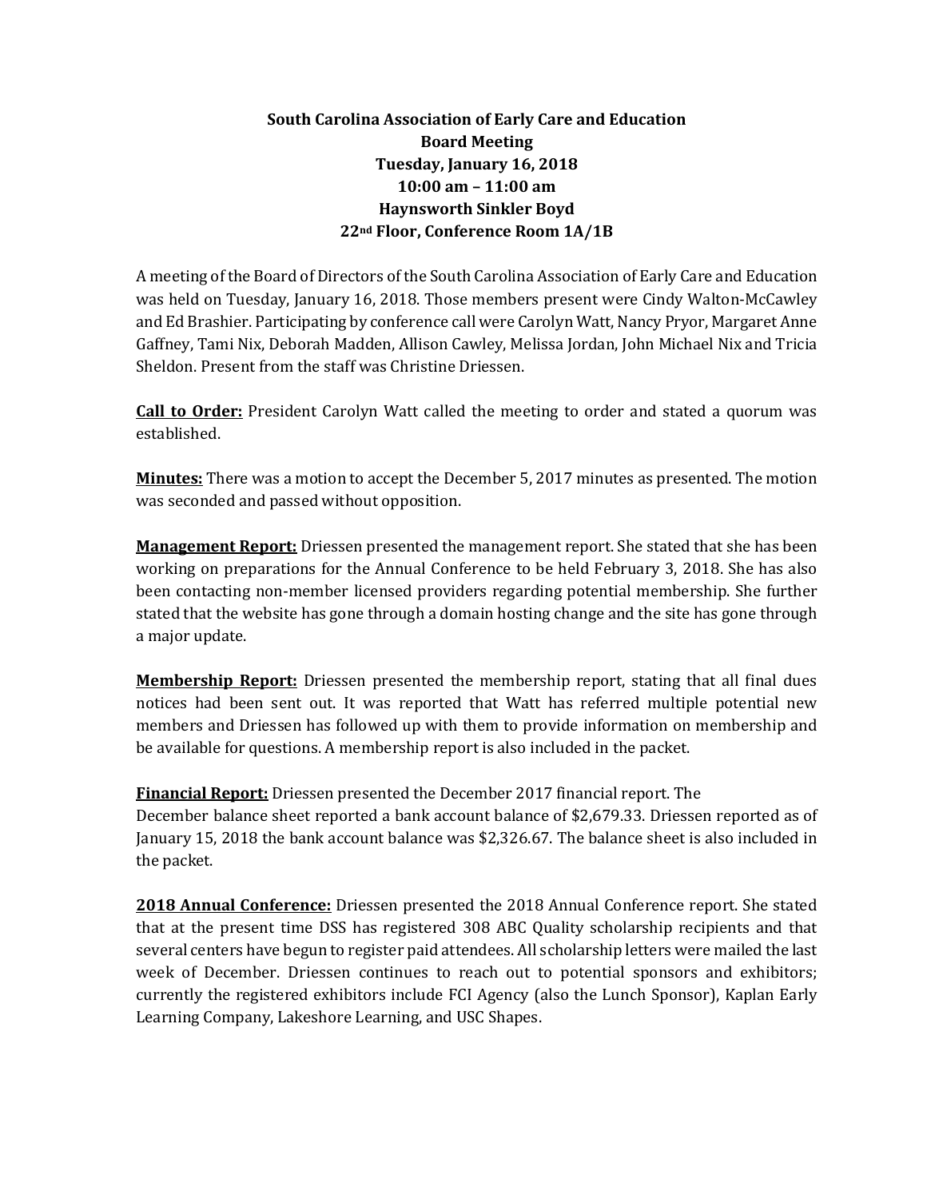**South Carolina Association of Early Care and Education**
**Board Meeting**
**Tuesday, January 16, 2018**
**10:00 am – 11:00 am**
**Haynsworth Sinkler Boyd**
**22nd Floor, Conference Room 1A/1B**

A meeting of the Board of Directors of the South Carolina Association of Early Care and Education was held on Tuesday, January 16, 2018. Those members present were Cindy Walton-McCawley and Ed Brashier. Participating by conference call were Carolyn Watt, Nancy Pryor, Margaret Anne Gaffney, Tami Nix, Deborah Madden, Allison Cawley, Melissa Jordan, John Michael Nix and Tricia Sheldon. Present from the staff was Christine Driessen.

**Call to Order:** President Carolyn Watt called the meeting to order and stated a quorum was established.

**Minutes:** There was a motion to accept the December 5, 2017 minutes as presented. The motion was seconded and passed without opposition.

**Management Report:** Driessen presented the management report. She stated that she has been working on preparations for the Annual Conference to be held February 3, 2018. She has also been contacting non-member licensed providers regarding potential membership. She further stated that the website has gone through a domain hosting change and the site has gone through a major update.

**Membership Report:** Driessen presented the membership report, stating that all final dues notices had been sent out. It was reported that Watt has referred multiple potential new members and Driessen has followed up with them to provide information on membership and be available for questions. A membership report is also included in the packet.

**Financial Report:** Driessen presented the December 2017 financial report. The December balance sheet reported a bank account balance of $2,679.33. Driessen reported as of January 15, 2018 the bank account balance was $2,326.67. The balance sheet is also included in the packet.

**2018 Annual Conference:** Driessen presented the 2018 Annual Conference report. She stated that at the present time DSS has registered 308 ABC Quality scholarship recipients and that several centers have begun to register paid attendees. All scholarship letters were mailed the last week of December. Driessen continues to reach out to potential sponsors and exhibitors; currently the registered exhibitors include FCI Agency (also the Lunch Sponsor), Kaplan Early Learning Company, Lakeshore Learning, and USC Shapes.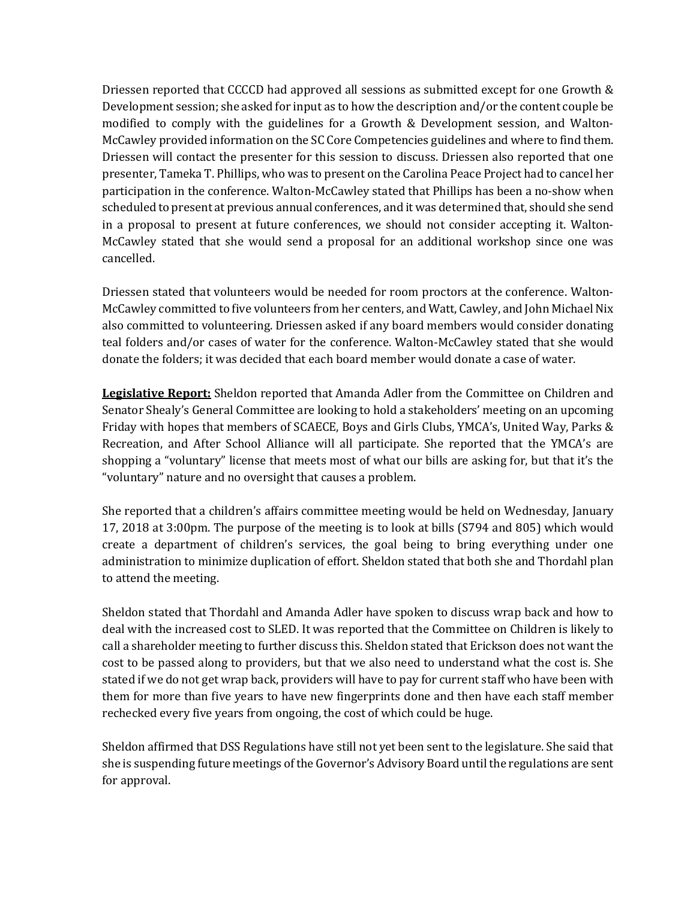Driessen reported that CCCCD had approved all sessions as submitted except for one Growth & Development session; she asked for input as to how the description and/or the content couple be modified to comply with the guidelines for a Growth & Development session, and Walton-McCawley provided information on the SC Core Competencies guidelines and where to find them. Driessen will contact the presenter for this session to discuss. Driessen also reported that one presenter, Tameka T. Phillips, who was to present on the Carolina Peace Project had to cancel her participation in the conference. Walton-McCawley stated that Phillips has been a no-show when scheduled to present at previous annual conferences, and it was determined that, should she send in a proposal to present at future conferences, we should not consider accepting it. Walton-McCawley stated that she would send a proposal for an additional workshop since one was cancelled.

Driessen stated that volunteers would be needed for room proctors at the conference. Walton-McCawley committed to five volunteers from her centers, and Watt, Cawley, and John Michael Nix also committed to volunteering. Driessen asked if any board members would consider donating teal folders and/or cases of water for the conference. Walton-McCawley stated that she would donate the folders; it was decided that each board member would donate a case of water.

**Legislative Report:** Sheldon reported that Amanda Adler from the Committee on Children and Senator Shealy's General Committee are looking to hold a stakeholders' meeting on an upcoming Friday with hopes that members of SCAECE, Boys and Girls Clubs, YMCA's, United Way, Parks & Recreation, and After School Alliance will all participate. She reported that the YMCA's are shopping a "voluntary" license that meets most of what our bills are asking for, but that it's the "voluntary" nature and no oversight that causes a problem.

She reported that a children's affairs committee meeting would be held on Wednesday, January 17, 2018 at 3:00pm. The purpose of the meeting is to look at bills (S794 and 805) which would create a department of children's services, the goal being to bring everything under one administration to minimize duplication of effort. Sheldon stated that both she and Thordahl plan to attend the meeting.

Sheldon stated that Thordahl and Amanda Adler have spoken to discuss wrap back and how to deal with the increased cost to SLED. It was reported that the Committee on Children is likely to call a shareholder meeting to further discuss this. Sheldon stated that Erickson does not want the cost to be passed along to providers, but that we also need to understand what the cost is. She stated if we do not get wrap back, providers will have to pay for current staff who have been with them for more than five years to have new fingerprints done and then have each staff member rechecked every five years from ongoing, the cost of which could be huge.

Sheldon affirmed that DSS Regulations have still not yet been sent to the legislature. She said that she is suspending future meetings of the Governor's Advisory Board until the regulations are sent for approval.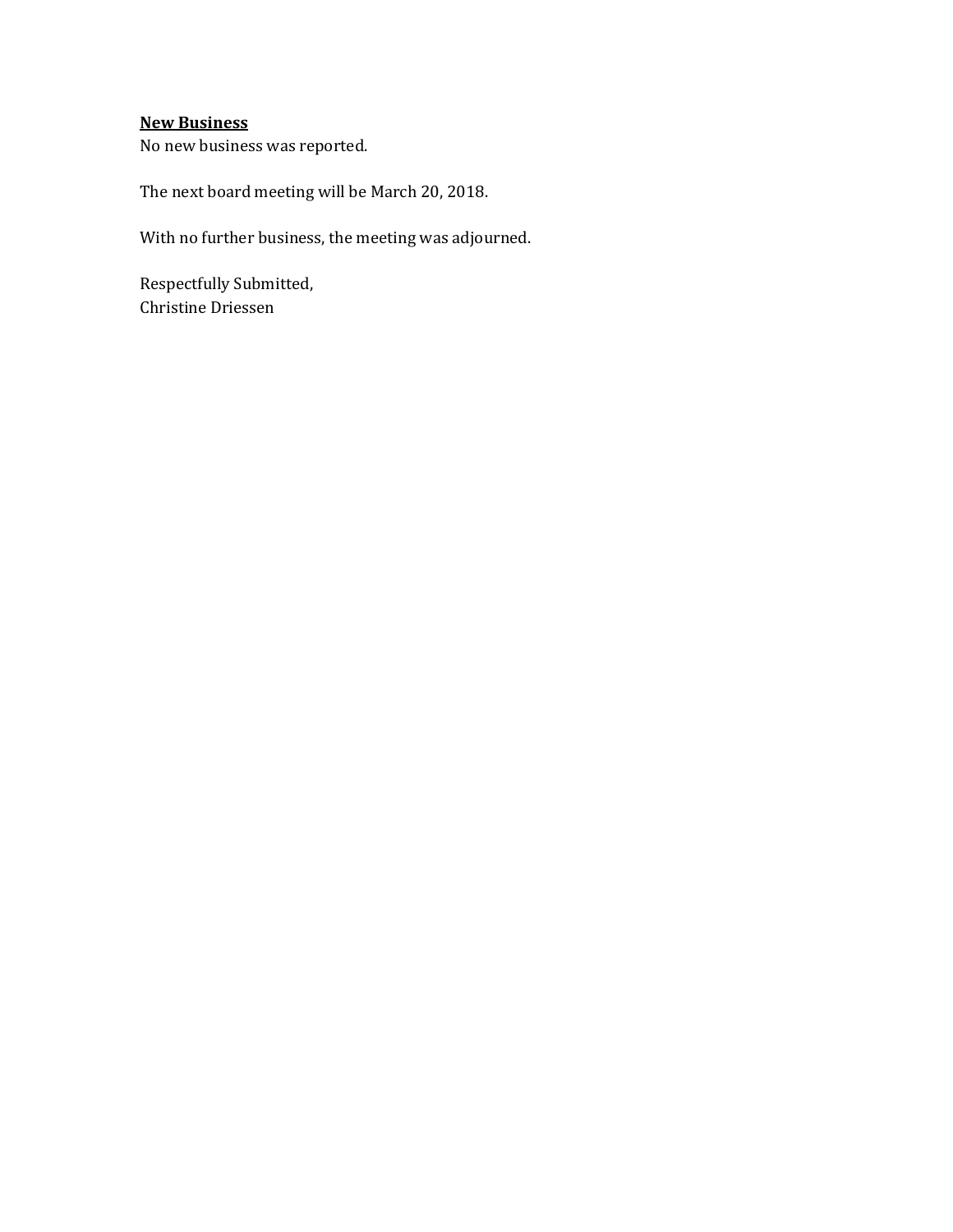**New Business**

No new business was reported.

The next board meeting will be March 20, 2018.

With no further business, the meeting was adjourned.

Respectfully Submitted,
Christine Driessen